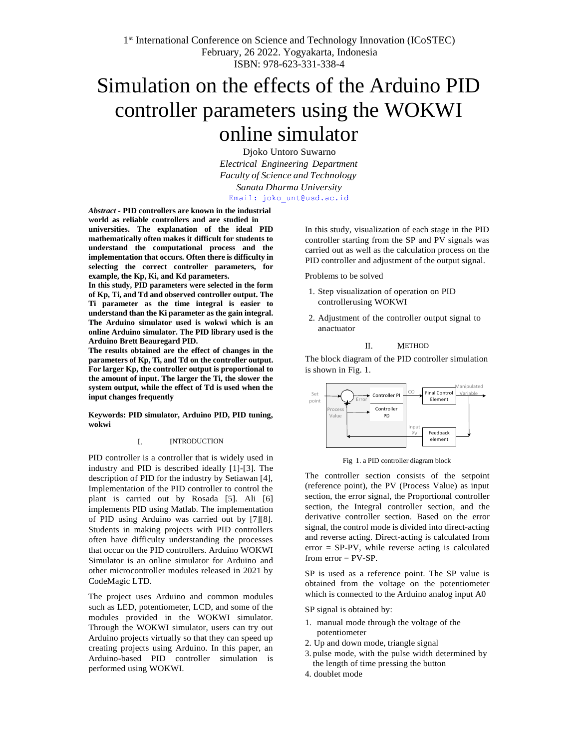1st International Conference on Science and Technology Innovation (ICoSTEC)
February, 26 2022. Yogyakarta, Indonesia
ISBN: 978-623-331-338-4

# Simulation on the effects of the Arduino PID controller parameters using the WOKWI online simulator

Djoko Untoro Suwarno
*Electrical Engineering Department*
*Faculty of Science and Technology*
*Sanata Dharma University*
Email: joko_unt@usd.ac.id

***Abstract*** **- PID controllers are known in the industrial world as reliable controllers and are studied in universities. The explanation of the ideal PID mathematically often makes it difficult for students to understand the computational process and the implementation that occurs. Often there is difficulty in selecting the correct controller parameters, for example, the Kp, Ki, and Kd parameters.**

**In this study, PID parameters were selected in the form of Kp, Ti, and Td and observed controller output. The Ti parameter as the time integral is easier to understand than the Ki parameter as the gain integral. The Arduino simulator used is wokwi which is an online Arduino simulator. The PID library used is the Arduino Brett Beauregard PID.**

**The results obtained are the effect of changes in the parameters of Kp, Ti, and Td on the controller output. For larger Kp, the controller output is proportional to the amount of input. The larger the Ti, the slower the system output, while the effect of Td is used when the input changes frequently**

**Keywords: PID simulator, Arduino PID, PID tuning, wokwi**

## I. INTRODUCTION

PID controller is a controller that is widely used in industry and PID is described ideally [1]-[3]. The description of PID for the industry by Setiawan [4], Implementation of the PID controller to control the plant is carried out by Rosada [5]. Ali [6] implements PID using Matlab. The implementation of PID using Arduino was carried out by [7][8]. Students in making projects with PID controllers often have difficulty understanding the processes that occur on the PID controllers. Arduino WOKWI Simulator is an online simulator for Arduino and other microcontroller modules released in 2021 by CodeMagic LTD.

The project uses Arduino and common modules such as LED, potentiometer, LCD, and some of the modules provided in the WOKWI simulator. Through the WOKWI simulator, users can try out Arduino projects virtually so that they can speed up creating projects using Arduino. In this paper, an Arduino-based PID controller simulation is performed using WOKWI.

In this study, visualization of each stage in the PID controller starting from the SP and PV signals was carried out as well as the calculation process on the PID controller and adjustment of the output signal.

Problems to be solved

1. Step visualization of operation on PID controllerusing WOKWI
2. Adjustment of the controller output signal to anactuator

## II. METHOD

The block diagram of the PID controller simulation is shown in Fig. 1.

Set point | Error | Controller PI | Controller PD | Process Value | CO | Final Control Element | Manipulated Variable | Input PV | Feedback element

Fig 1. a PID controller diagram block

The controller section consists of the setpoint (reference point), the PV (Process Value) as input section, the error signal, the Proportional controller section, the Integral controller section, and the derivative controller section. Based on the error signal, the control mode is divided into direct-acting and reverse acting. Direct-acting is calculated from error = SP-PV, while reverse acting is calculated from error = PV-SP.

SP is used as a reference point. The SP value is obtained from the voltage on the potentiometer which is connected to the Arduino analog input A0

SP signal is obtained by:

1. manual mode through the voltage of the potentiometer
2. Up and down mode, triangle signal
3. pulse mode, with the pulse width determined by the length of time pressing the button
4. doublet mode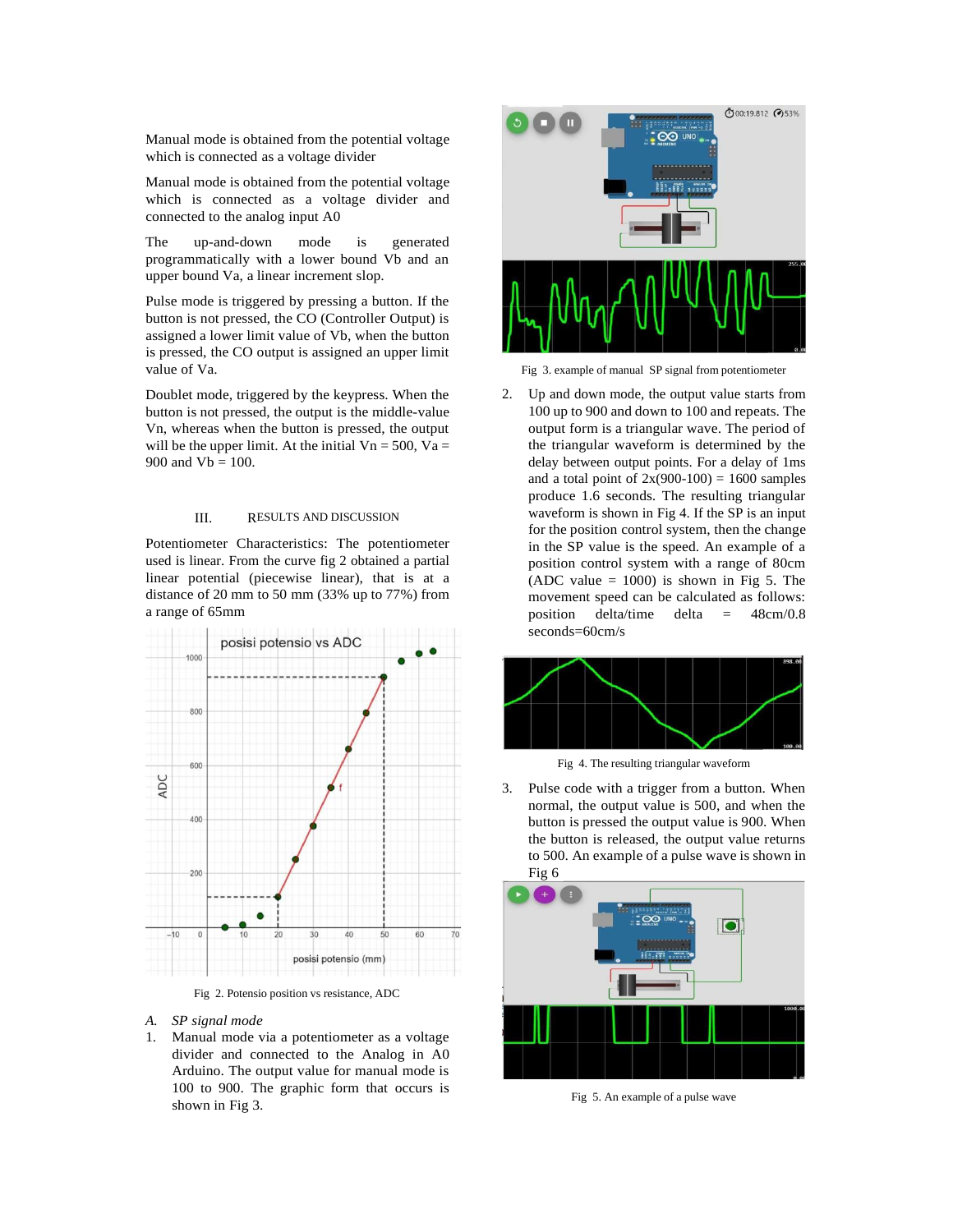Manual mode is obtained from the potential voltage which is connected as a voltage divider

Manual mode is obtained from the potential voltage which is connected as a voltage divider and connected to the analog input A0

The up-and-down mode is generated programmatically with a lower bound Vb and an upper bound Va, a linear increment slop.

Pulse mode is triggered by pressing a button. If the button is not pressed, the CO (Controller Output) is assigned a lower limit value of Vb, when the button is pressed, the CO output is assigned an upper limit value of Va.

Doublet mode, triggered by the keypress. When the button is not pressed, the output is the middle-value Vn, whereas when the button is pressed, the output will be the upper limit. At the initial Vn = 500, Va = 900 and Vb = 100.

## III. RESULTS AND DISCUSSION

Potentiometer Characteristics: The potentiometer used is linear. From the curve fig 2 obtained a partial linear potential (piecewise linear), that is at a distance of 20 mm to 50 mm (33% up to 77%) from a range of 65mm

Fig 2. Potensio position vs resistance, ADC

### A. SP signal mode

1. Manual mode via a potentiometer as a voltage divider and connected to the Analog in A0 Arduino. The output value for manual mode is 100 to 900. The graphic form that occurs is shown in Fig 3.

Fig 3. example of manual SP signal from potentiometer

2. Up and down mode, the output value starts from 100 up to 900 and down to 100 and repeats. The output form is a triangular wave. The period of the triangular waveform is determined by the delay between output points. For a delay of 1ms and a total point of 2x(900-100) = 1600 samples produce 1.6 seconds. The resulting triangular waveform is shown in Fig 4. If the SP is an input for the position control system, then the change in the SP value is the speed. An example of a position control system with a range of 80cm (ADC value = 1000) is shown in Fig 5. The movement speed can be calculated as follows: position delta/time delta = 48cm/0.8 seconds=60cm/s

Fig 4. The resulting triangular waveform

3. Pulse code with a trigger from a button. When normal, the output value is 500, and when the button is pressed the output value is 900. When the button is released, the output value returns to 500. An example of a pulse wave is shown in Fig 6

Fig 5. An example of a pulse wave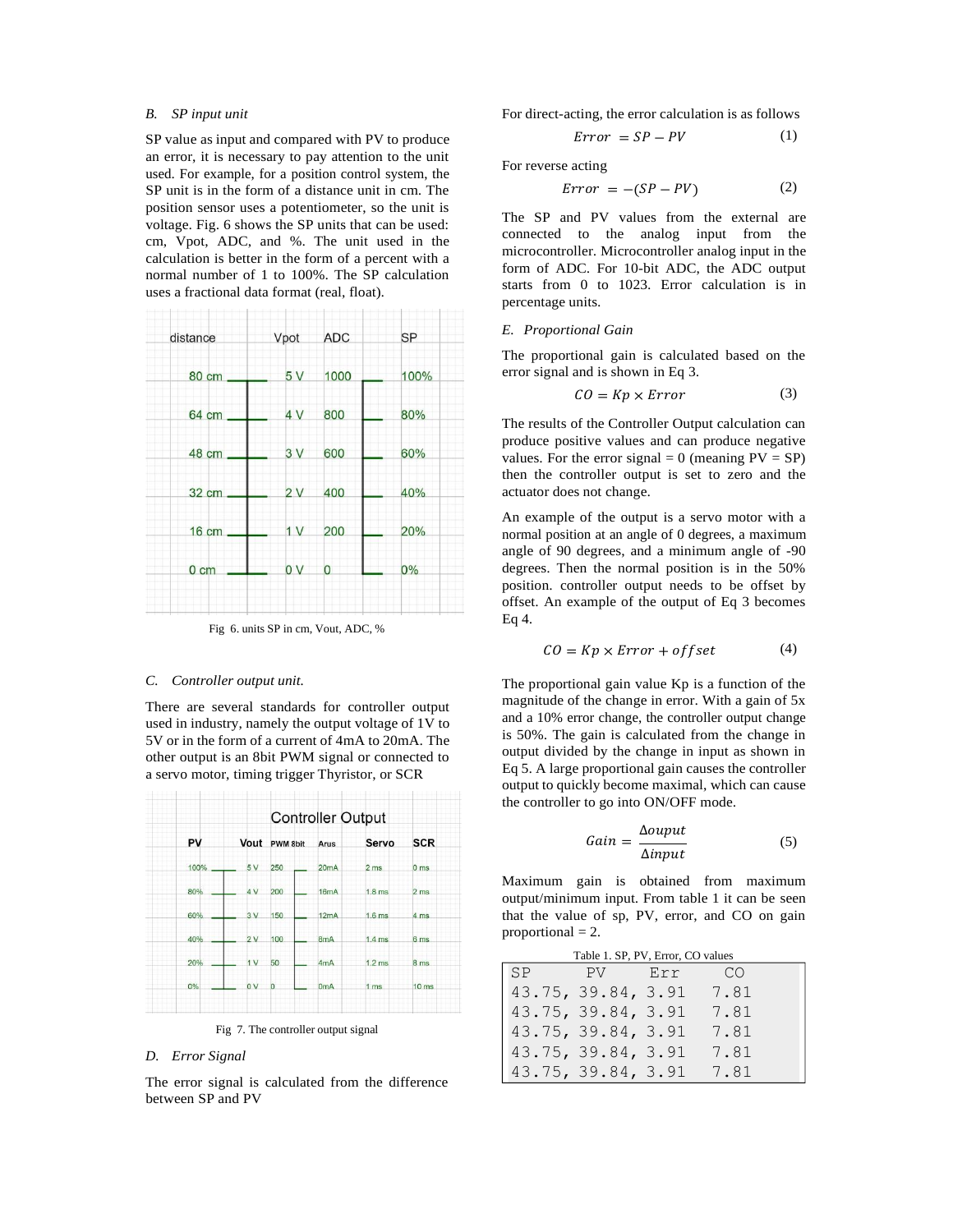### B. SP input unit

SP value as input and compared with PV to produce an error, it is necessary to pay attention to the unit used. For example, for a position control system, the SP unit is in the form of a distance unit in cm. The position sensor uses a potentiometer, so the unit is voltage. Fig. 6 shows the SP units that can be used: cm, Vpot, ADC, and %. The unit used in the calculation is better in the form of a percent with a normal number of 1 to 100%. The SP calculation uses a fractional data format (real, float).

Fig 6. units SP in cm, Vout, ADC, %

### C. Controller output unit.

There are several standards for controller output used in industry, namely the output voltage of 1V to 5V or in the form of a current of 4mA to 20mA. The other output is an 8bit PWM signal or connected to a servo motor, timing trigger Thyristor, or SCR

Fig 7. The controller output signal

### D. Error Signal

The error signal is calculated from the difference between SP and PV

For direct-acting, the error calculation is as follows

$$Error = SP - PV \tag{1}$$

For reverse acting

$$Error = -(SP - PV) \tag{2}$$

The SP and PV values from the external are connected to the analog input from the microcontroller. Microcontroller analog input in the form of ADC. For 10-bit ADC, the ADC output starts from 0 to 1023. Error calculation is in percentage units.

### E. Proportional Gain

The proportional gain is calculated based on the error signal and is shown in Eq 3.

$$CO = Kp \times Error \tag{3}$$

The results of the Controller Output calculation can produce positive values and can produce negative values. For the error signal = 0 (meaning PV = SP) then the controller output is set to zero and the actuator does not change.

An example of the output is a servo motor with a normal position at an angle of 0 degrees, a maximum angle of 90 degrees, and a minimum angle of -90 degrees. Then the normal position is in the 50% position. controller output needs to be offset by offset. An example of the output of Eq 3 becomes Eq 4.

$$CO = Kp \times Error + offset \tag{4}$$

The proportional gain value Kp is a function of the magnitude of the change in error. With a gain of 5x and a 10% error change, the controller output change is 50%. The gain is calculated from the change in output divided by the change in input as shown in Eq 5. A large proportional gain causes the controller output to quickly become maximal, which can cause the controller to go into ON/OFF mode.

$$Gain = \frac{\Delta ouput}{\Delta input} \tag{5}$$

Maximum gain is obtained from maximum output/minimum input. From table 1 it can be seen that the value of sp, PV, error, and CO on gain proportional = 2.

Table 1. SP, PV, Error, CO values

| SP | PV | Err | CO |
|---|---|---|---|
| 43.75, | 39.84, | 3.91 | 7.81 |
| 43.75, | 39.84, | 3.91 | 7.81 |
| 43.75, | 39.84, | 3.91 | 7.81 |
| 43.75, | 39.84, | 3.91 | 7.81 |
| 43.75, | 39.84, | 3.91 | 7.81 |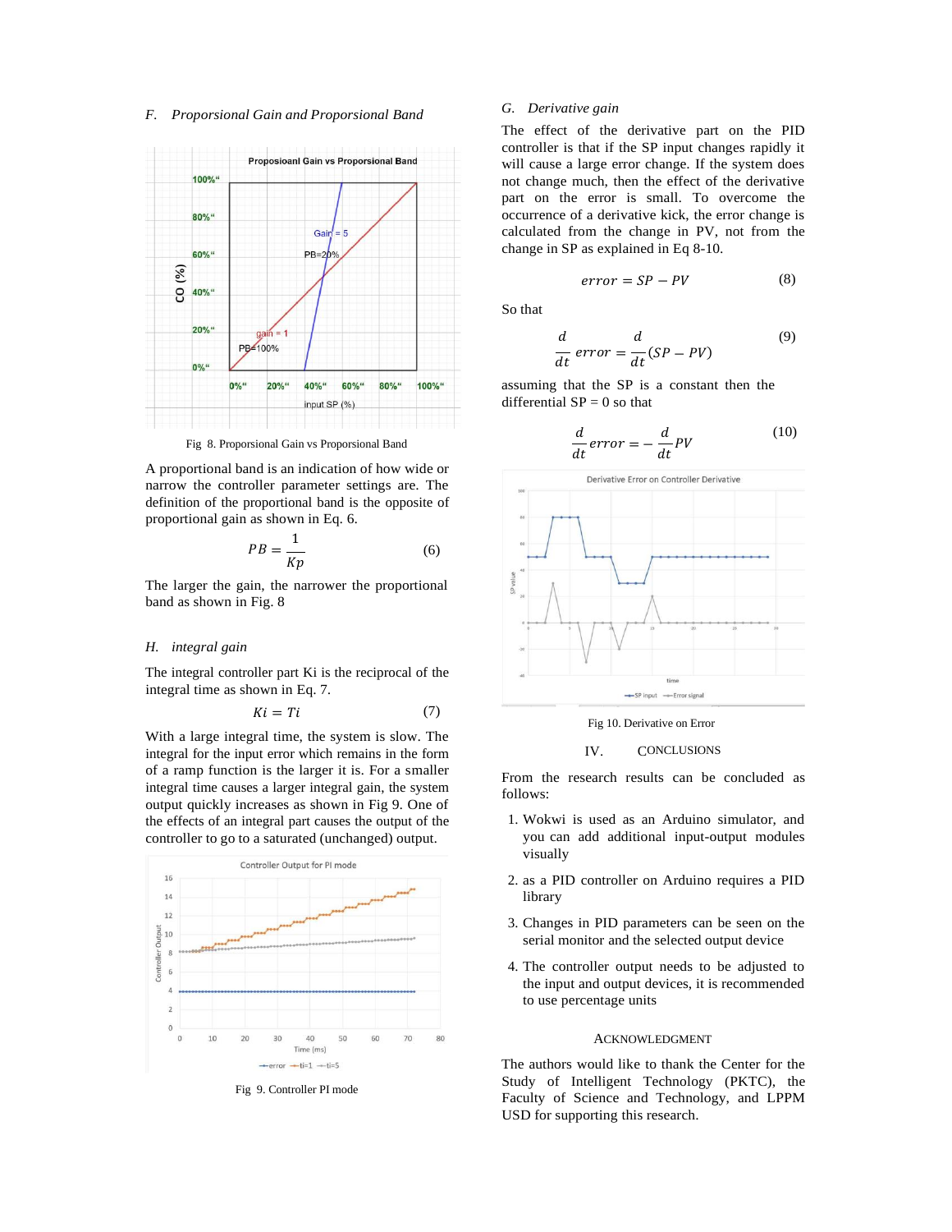### F. *Proporsional Gain and Proporsional Band*

Fig 8. Proporsional Gain vs Proporsional Band

A proportional band is an indication of how wide or narrow the controller parameter settings are. The definition of the proportional band is the opposite of proportional gain as shown in Eq. 6.

$$PB = \frac{1}{Kp} \tag{6}$$

The larger the gain, the narrower the proportional band as shown in Fig. 8

### H. *integral gain*

The integral controller part Ki is the reciprocal of the integral time as shown in Eq. 7.

$$Ki = Ti \tag{7}$$

With a large integral time, the system is slow. The integral for the input error which remains in the form of a ramp function is the larger it is. For a smaller integral time causes a larger integral gain, the system output quickly increases as shown in Fig 9. One of the effects of an integral part causes the output of the controller to go to a saturated (unchanged) output.

Fig 9. Controller PI mode

### G. *Derivative gain*

The effect of the derivative part on the PID controller is that if the SP input changes rapidly it will cause a large error change. If the system does not change much, then the effect of the derivative part on the error is small. To overcome the occurrence of a derivative kick, the error change is calculated from the change in PV, not from the change in SP as explained in Eq 8-10.

$$error = SP - PV \tag{8}$$

So that

$$\frac{d}{dt}\, error = \frac{d}{dt}(SP - PV) \tag{9}$$

assuming that the SP is a constant then the differential SP = 0 so that

$$\frac{d}{dt} error = -\frac{d}{dt} PV \tag{10}$$

Fig 10. Derivative on Error

## IV. CONCLUSIONS

From the research results can be concluded as follows:

1. Wokwi is used as an Arduino simulator, and you can add additional input-output modules visually
2. as a PID controller on Arduino requires a PID library
3. Changes in PID parameters can be seen on the serial monitor and the selected output device
4. The controller output needs to be adjusted to the input and output devices, it is recommended to use percentage units

## ACKNOWLEDGMENT

The authors would like to thank the Center for the Study of Intelligent Technology (PKTC), the Faculty of Science and Technology, and LPPM USD for supporting this research.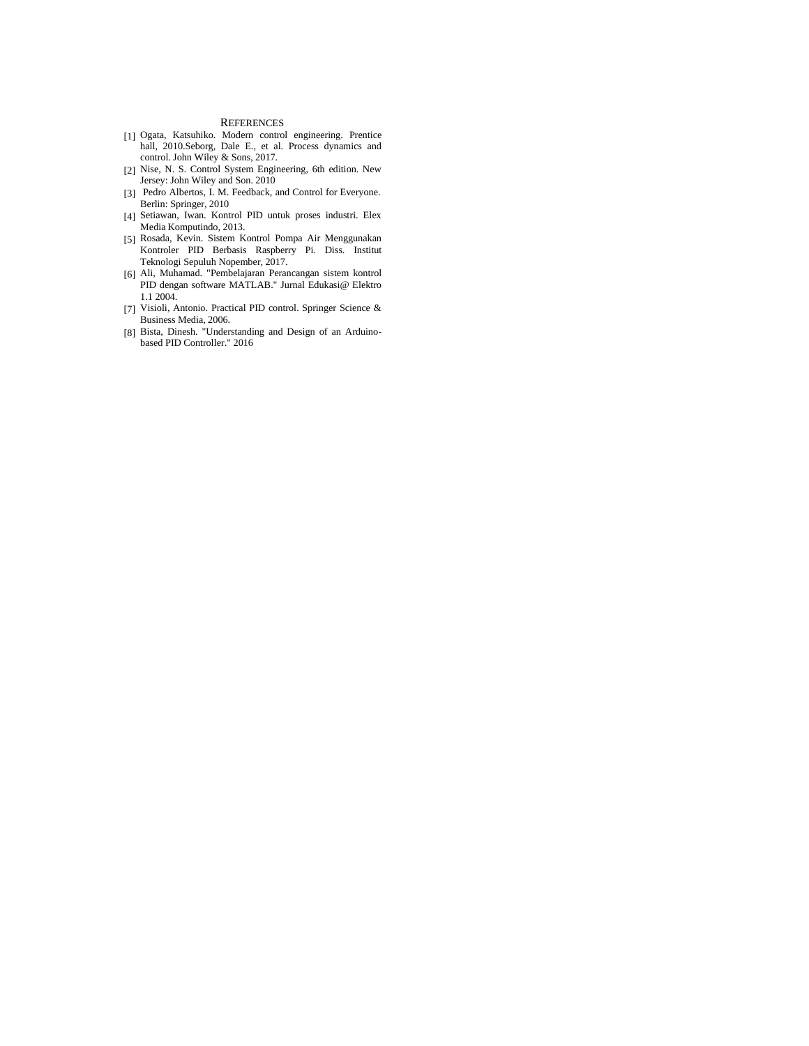## REFERENCES

[1] Ogata, Katsuhiko. Modern control engineering. Prentice hall, 2010.Seborg, Dale E., et al. Process dynamics and control. John Wiley & Sons, 2017.

[2] Nise, N. S. Control System Engineering, 6th edition. New Jersey: John Wiley and Son. 2010

[3] Pedro Albertos, I. M. Feedback, and Control for Everyone. Berlin: Springer, 2010

[4] Setiawan, Iwan. Kontrol PID untuk proses industri. Elex Media Komputindo, 2013.

[5] Rosada, Kevin. Sistem Kontrol Pompa Air Menggunakan Kontroler PID Berbasis Raspberry Pi. Diss. Institut Teknologi Sepuluh Nopember, 2017.

[6] Ali, Muhamad. "Pembelajaran Perancangan sistem kontrol PID dengan software MATLAB." Jurnal Edukasi@ Elektro 1.1 2004.

[7] Visioli, Antonio. Practical PID control. Springer Science & Business Media, 2006.

[8] Bista, Dinesh. "Understanding and Design of an Arduino-based PID Controller." 2016